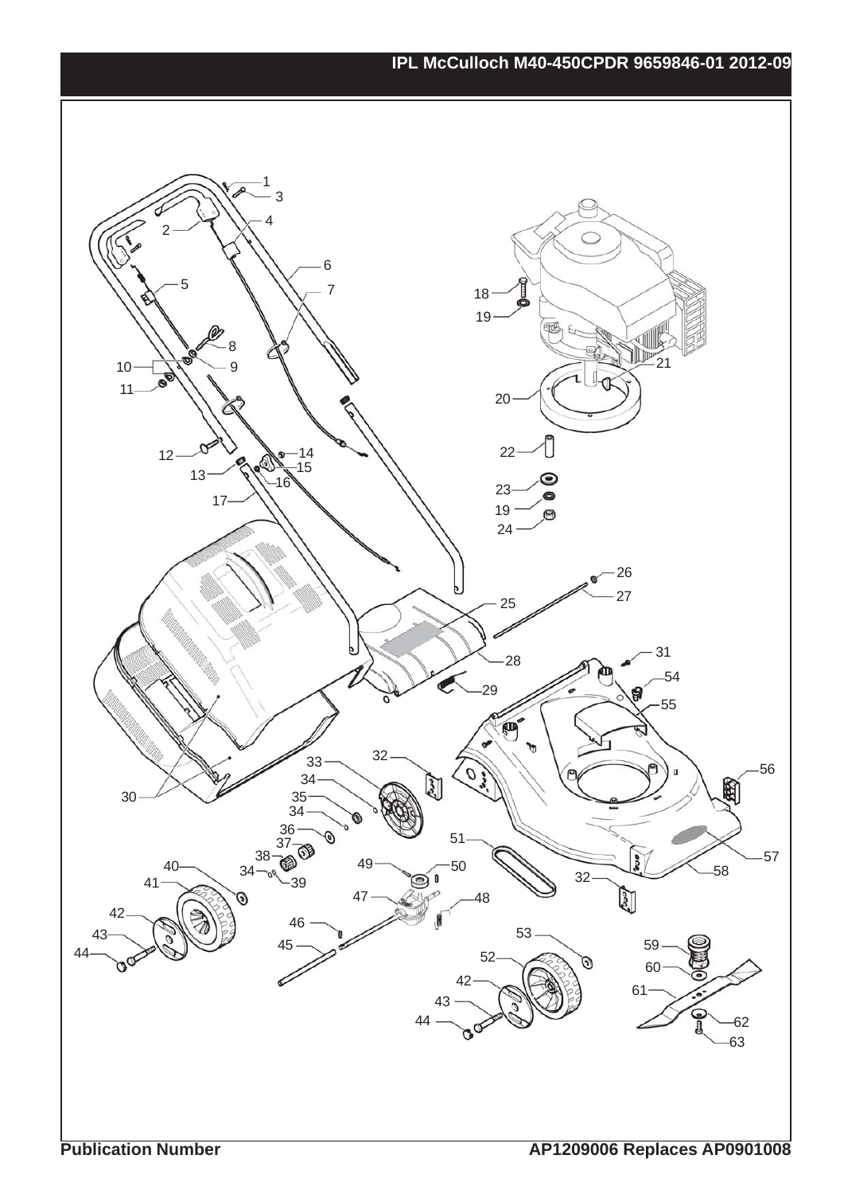# IPL McCulloch M40-450CPDR 9659846-01 2012-09

1
3
2
4
5
6
7
8
9
10
11
12
13
14
15
16
17
18
19
20
21
22
23
19
24
25
26
27
28
29
30
31
32
33
34
35
34
36
37
38
34
39
40
41
42
43
44
45
46
47
48
49
50
51
52
53
54
55
56
57
58
32
42
43
44
59
60
61
62
63

**Publication Number** **AP1209006 Replaces AP0901008**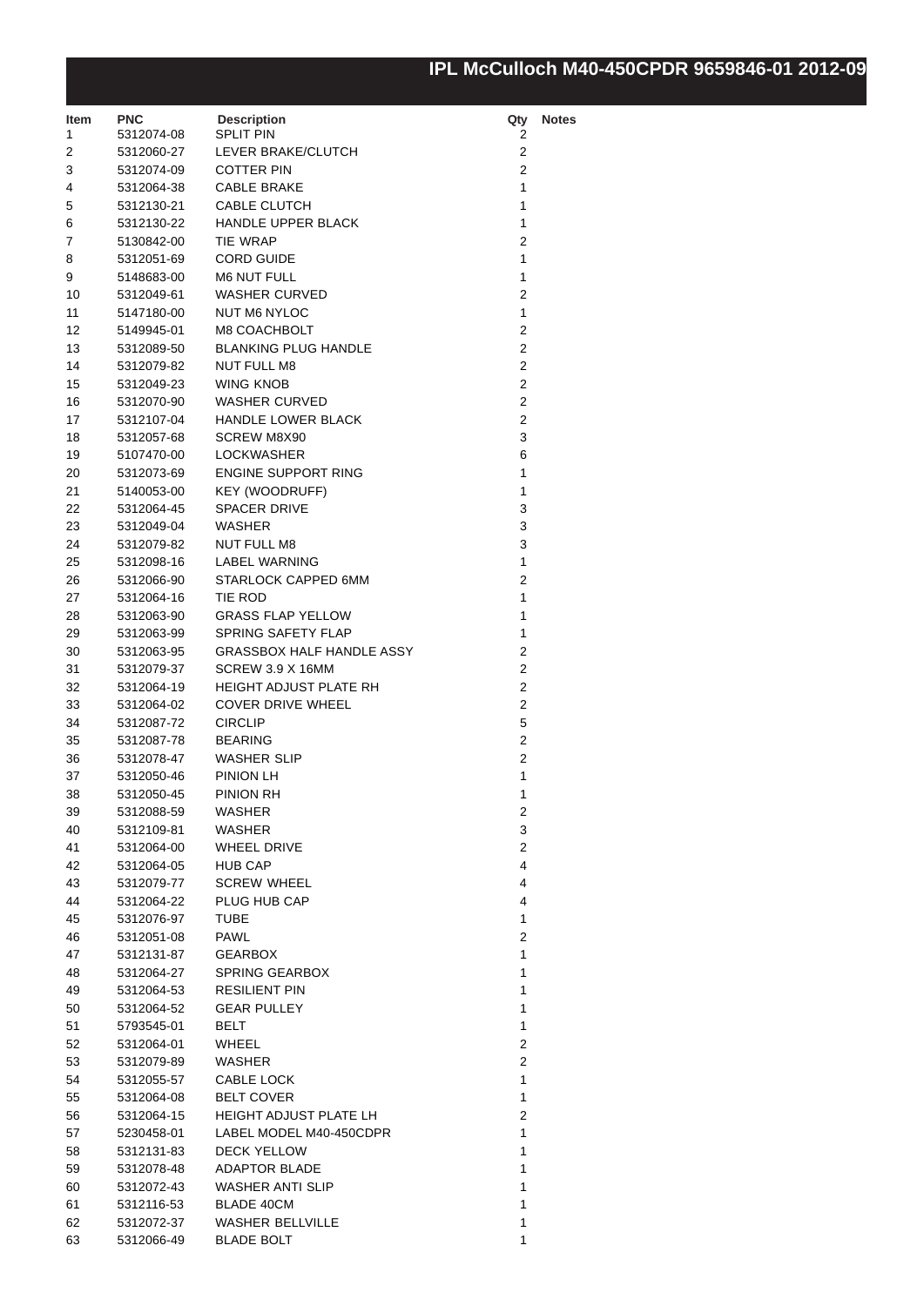# IPL McCulloch M40-450CPDR 9659846-01 2012-09

| Item | PNC | Description | Qty | Notes |
|---|---|---|---|---|
| 1 | 5312074-08 | SPLIT PIN | 2 | |
| 2 | 5312060-27 | LEVER BRAKE/CLUTCH | 2 | |
| 3 | 5312074-09 | COTTER PIN | 2 | |
| 4 | 5312064-38 | CABLE BRAKE | 1 | |
| 5 | 5312130-21 | CABLE CLUTCH | 1 | |
| 6 | 5312130-22 | HANDLE UPPER BLACK | 1 | |
| 7 | 5130842-00 | TIE WRAP | 2 | |
| 8 | 5312051-69 | CORD GUIDE | 1 | |
| 9 | 5148683-00 | M6 NUT FULL | 1 | |
| 10 | 5312049-61 | WASHER CURVED | 2 | |
| 11 | 5147180-00 | NUT M6 NYLOC | 1 | |
| 12 | 5149945-01 | M8 COACHBOLT | 2 | |
| 13 | 5312089-50 | BLANKING PLUG HANDLE | 2 | |
| 14 | 5312079-82 | NUT FULL M8 | 2 | |
| 15 | 5312049-23 | WING KNOB | 2 | |
| 16 | 5312070-90 | WASHER CURVED | 2 | |
| 17 | 5312107-04 | HANDLE LOWER BLACK | 2 | |
| 18 | 5312057-68 | SCREW M8X90 | 3 | |
| 19 | 5107470-00 | LOCKWASHER | 6 | |
| 20 | 5312073-69 | ENGINE SUPPORT RING | 1 | |
| 21 | 5140053-00 | KEY (WOODRUFF) | 1 | |
| 22 | 5312064-45 | SPACER DRIVE | 3 | |
| 23 | 5312049-04 | WASHER | 3 | |
| 24 | 5312079-82 | NUT FULL M8 | 3 | |
| 25 | 5312098-16 | LABEL WARNING | 1 | |
| 26 | 5312066-90 | STARLOCK CAPPED 6MM | 2 | |
| 27 | 5312064-16 | TIE ROD | 1 | |
| 28 | 5312063-90 | GRASS FLAP YELLOW | 1 | |
| 29 | 5312063-99 | SPRING SAFETY FLAP | 1 | |
| 30 | 5312063-95 | GRASSBOX HALF HANDLE ASSY | 2 | |
| 31 | 5312079-37 | SCREW 3.9 X 16MM | 2 | |
| 32 | 5312064-19 | HEIGHT ADJUST PLATE RH | 2 | |
| 33 | 5312064-02 | COVER DRIVE WHEEL | 2 | |
| 34 | 5312087-72 | CIRCLIP | 5 | |
| 35 | 5312087-78 | BEARING | 2 | |
| 36 | 5312078-47 | WASHER SLIP | 2 | |
| 37 | 5312050-46 | PINION LH | 1 | |
| 38 | 5312050-45 | PINION RH | 1 | |
| 39 | 5312088-59 | WASHER | 2 | |
| 40 | 5312109-81 | WASHER | 3 | |
| 41 | 5312064-00 | WHEEL DRIVE | 2 | |
| 42 | 5312064-05 | HUB CAP | 4 | |
| 43 | 5312079-77 | SCREW WHEEL | 4 | |
| 44 | 5312064-22 | PLUG HUB CAP | 4 | |
| 45 | 5312076-97 | TUBE | 1 | |
| 46 | 5312051-08 | PAWL | 2 | |
| 47 | 5312131-87 | GEARBOX | 1 | |
| 48 | 5312064-27 | SPRING GEARBOX | 1 | |
| 49 | 5312064-53 | RESILIENT PIN | 1 | |
| 50 | 5312064-52 | GEAR PULLEY | 1 | |
| 51 | 5793545-01 | BELT | 1 | |
| 52 | 5312064-01 | WHEEL | 2 | |
| 53 | 5312079-89 | WASHER | 2 | |
| 54 | 5312055-57 | CABLE LOCK | 1 | |
| 55 | 5312064-08 | BELT COVER | 1 | |
| 56 | 5312064-15 | HEIGHT ADJUST PLATE LH | 2 | |
| 57 | 5230458-01 | LABEL MODEL M40-450CDPR | 1 | |
| 58 | 5312131-83 | DECK YELLOW | 1 | |
| 59 | 5312078-48 | ADAPTOR BLADE | 1 | |
| 60 | 5312072-43 | WASHER ANTI SLIP | 1 | |
| 61 | 5312116-53 | BLADE 40CM | 1 | |
| 62 | 5312072-37 | WASHER BELLVILLE | 1 | |
| 63 | 5312066-49 | BLADE BOLT | 1 | |